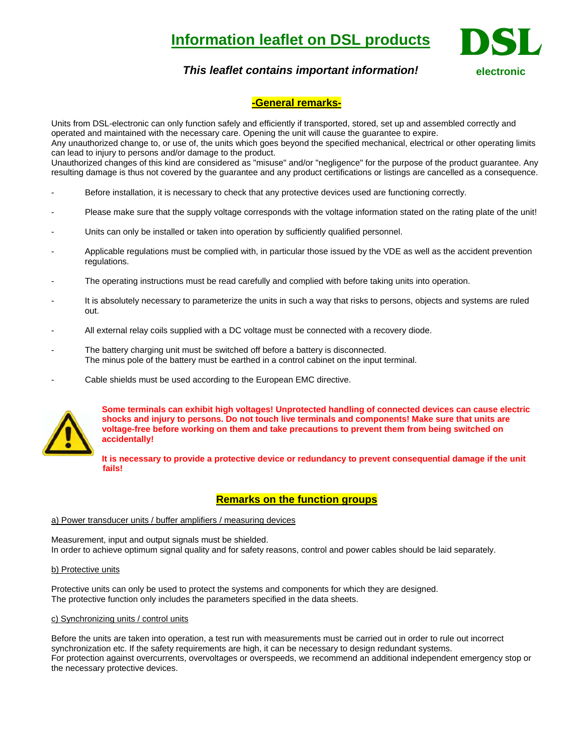# Information leaflet on DSL products

**DSL electronic**

***This leaflet contains important information!***

## -General remarks-

Units from DSL-electronic can only function safely and efficiently if transported, stored, set up and assembled correctly and operated and maintained with the necessary care. Opening the unit will cause the guarantee to expire.
Any unauthorized change to, or use of, the units which goes beyond the specified mechanical, electrical or other operating limits can lead to injury to persons and/or damage to the product.
Unauthorized changes of this kind are considered as "misuse" and/or "negligence" for the purpose of the product guarantee. Any resulting damage is thus not covered by the guarantee and any product certifications or listings are cancelled as a consequence.

- Before installation, it is necessary to check that any protective devices used are functioning correctly.
- Please make sure that the supply voltage corresponds with the voltage information stated on the rating plate of the unit!
- Units can only be installed or taken into operation by sufficiently qualified personnel.
- Applicable regulations must be complied with, in particular those issued by the VDE as well as the accident prevention regulations.
- The operating instructions must be read carefully and complied with before taking units into operation.
- It is absolutely necessary to parameterize the units in such a way that risks to persons, objects and systems are ruled out.
- All external relay coils supplied with a DC voltage must be connected with a recovery diode.
- The battery charging unit must be switched off before a battery is disconnected.
  The minus pole of the battery must be earthed in a control cabinet on the input terminal.
- Cable shields must be used according to the European EMC directive.

**Some terminals can exhibit high voltages! Unprotected handling of connected devices can cause electric shocks and injury to persons. Do not touch live terminals and components! Make sure that units are voltage-free before working on them and take precautions to prevent them from being switched on accidentally!**

**It is necessary to provide a protective device or redundancy to prevent consequential damage if the unit fails!**

## Remarks on the function groups

### a) Power transducer units / buffer amplifiers / measuring devices

Measurement, input and output signals must be shielded.
In order to achieve optimum signal quality and for safety reasons, control and power cables should be laid separately.

### b) Protective units

Protective units can only be used to protect the systems and components for which they are designed.
The protective function only includes the parameters specified in the data sheets.

### c) Synchronizing units / control units

Before the units are taken into operation, a test run with measurements must be carried out in order to rule out incorrect synchronization etc. If the safety requirements are high, it can be necessary to design redundant systems.
For protection against overcurrents, overvoltages or overspeeds, we recommend an additional independent emergency stop or the necessary protective devices.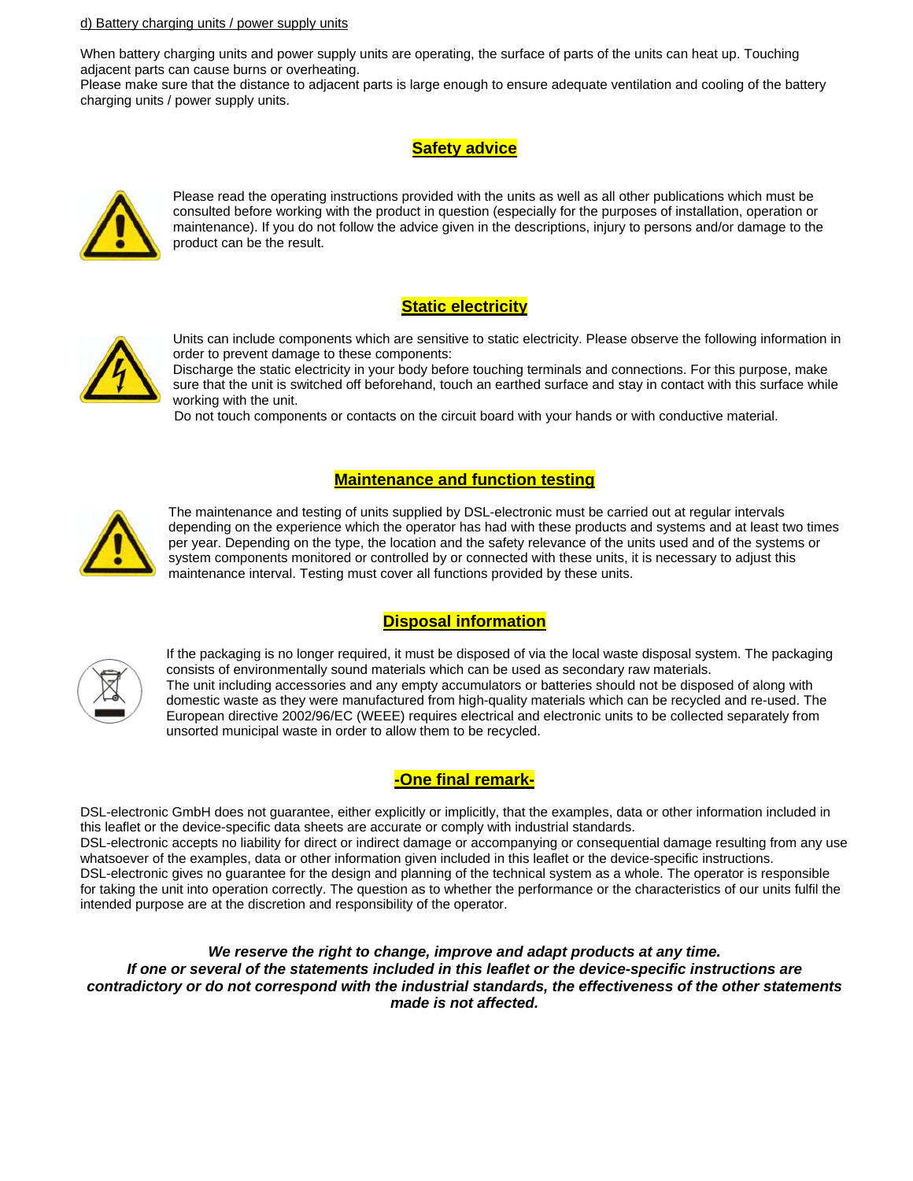d) Battery charging units / power supply units

When battery charging units and power supply units are operating, the surface of parts of the units can heat up. Touching adjacent parts can cause burns or overheating.
Please make sure that the distance to adjacent parts is large enough to ensure adequate ventilation and cooling of the battery charging units / power supply units.

## Safety advice

Please read the operating instructions provided with the units as well as all other publications which must be consulted before working with the product in question (especially for the purposes of installation, operation or maintenance). If you do not follow the advice given in the descriptions, injury to persons and/or damage to the product can be the result.

## Static electricity

Units can include components which are sensitive to static electricity. Please observe the following information in order to prevent damage to these components:
Discharge the static electricity in your body before touching terminals and connections. For this purpose, make sure that the unit is switched off beforehand, touch an earthed surface and stay in contact with this surface while working with the unit.
Do not touch components or contacts on the circuit board with your hands or with conductive material.

## Maintenance and function testing

The maintenance and testing of units supplied by DSL-electronic must be carried out at regular intervals depending on the experience which the operator has had with these products and systems and at least two times per year. Depending on the type, the location and the safety relevance of the units used and of the systems or system components monitored or controlled by or connected with these units, it is necessary to adjust this maintenance interval. Testing must cover all functions provided by these units.

## Disposal information

If the packaging is no longer required, it must be disposed of via the local waste disposal system. The packaging consists of environmentally sound materials which can be used as secondary raw materials.
The unit including accessories and any empty accumulators or batteries should not be disposed of along with domestic waste as they were manufactured from high-quality materials which can be recycled and re-used. The European directive 2002/96/EC (WEEE) requires electrical and electronic units to be collected separately from unsorted municipal waste in order to allow them to be recycled.

## -One final remark-

DSL-electronic GmbH does not guarantee, either explicitly or implicitly, that the examples, data or other information included in this leaflet or the device-specific data sheets are accurate or comply with industrial standards.
DSL-electronic accepts no liability for direct or indirect damage or accompanying or consequential damage resulting from any use whatsoever of the examples, data or other information given included in this leaflet or the device-specific instructions.
DSL-electronic gives no guarantee for the design and planning of the technical system as a whole. The operator is responsible for taking the unit into operation correctly. The question as to whether the performance or the characteristics of our units fulfil the intended purpose are at the discretion and responsibility of the operator.

***We reserve the right to change, improve and adapt products at any time.***
***If one or several of the statements included in this leaflet or the device-specific instructions are contradictory or do not correspond with the industrial standards, the effectiveness of the other statements made is not affected.***